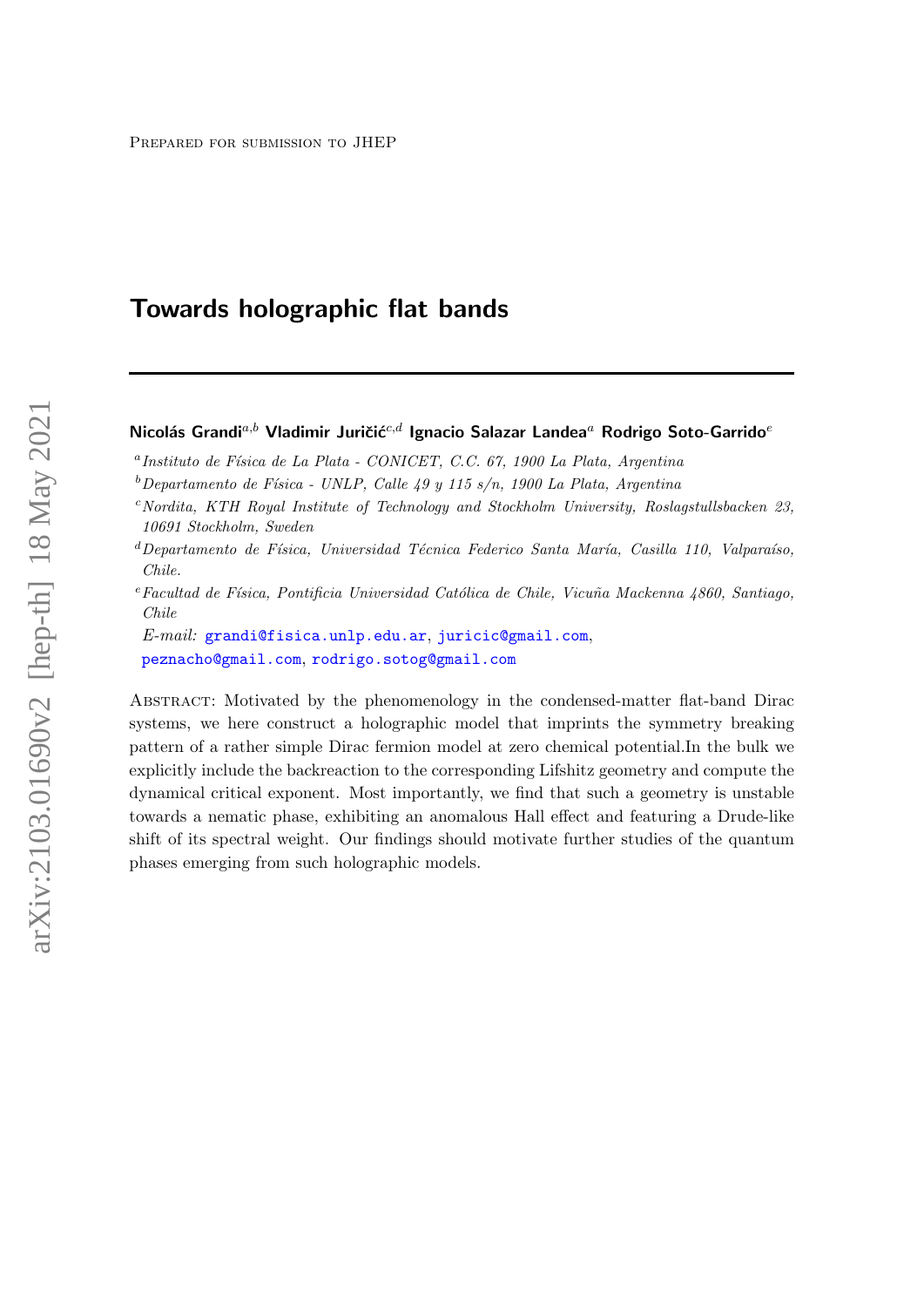Prepared for submission to JHEP

# Towards holographic flat bands

**Nicolás Grandi**[a,b] **Vladimir Juričić**[c,d] **Ignacio Salazar Landea**[a] **Rodrigo Soto-Garrido**[e]

[a] *Instituto de Física de La Plata - CONICET, C.C. 67, 1900 La Plata, Argentina*

[b] *Departamento de Física - UNLP, Calle 49 y 115 s/n, 1900 La Plata, Argentina*

[c] *Nordita, KTH Royal Institute of Technology and Stockholm University, Roslagstullsbacken 23, 10691 Stockholm, Sweden*

[d] *Departamento de Física, Universidad Técnica Federico Santa María, Casilla 110, Valparaíso, Chile.*

[e] *Facultad de Física, Pontificia Universidad Católica de Chile, Vicuña Mackenna 4860, Santiago, Chile*

*E-mail:* grandi@fisica.unlp.edu.ar, juricic@gmail.com, peznacho@gmail.com, rodrigo.sotog@gmail.com

Abstract: Motivated by the phenomenology in the condensed-matter flat-band Dirac systems, we here construct a holographic model that imprints the symmetry breaking pattern of a rather simple Dirac fermion model at zero chemical potential.In the bulk we explicitly include the backreaction to the corresponding Lifshitz geometry and compute the dynamical critical exponent. Most importantly, we find that such a geometry is unstable towards a nematic phase, exhibiting an anomalous Hall effect and featuring a Drude-like shift of its spectral weight. Our findings should motivate further studies of the quantum phases emerging from such holographic models.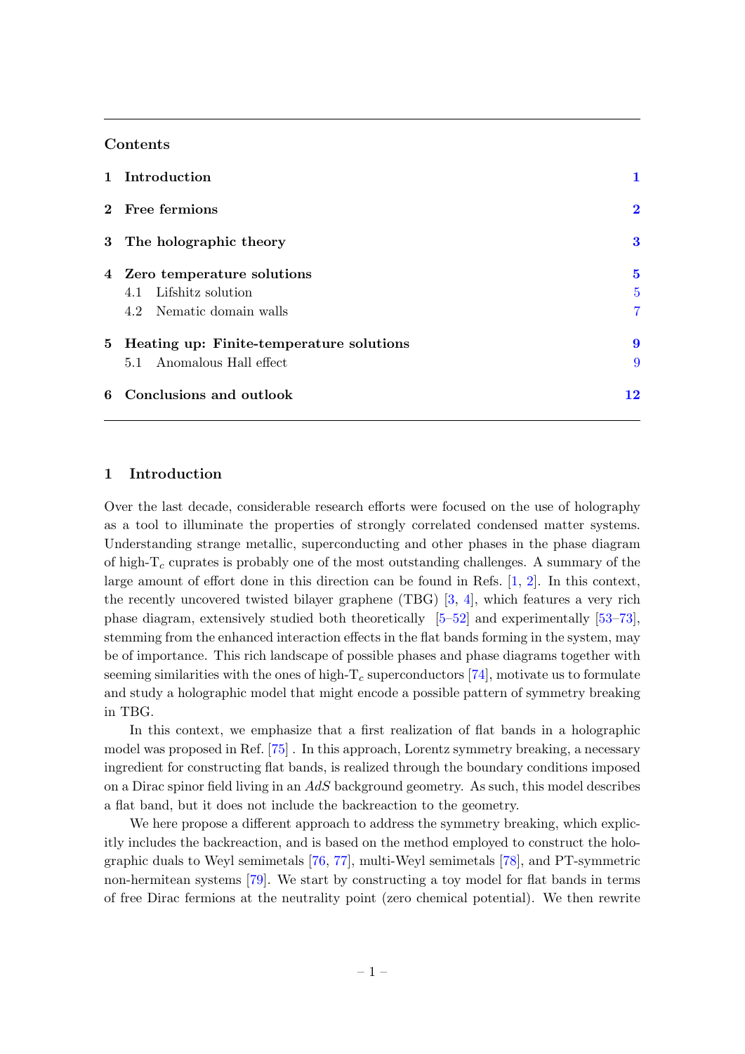## Contents

| | | |
|---|---|---|
| **1** | **Introduction** | **1** |
| **2** | **Free fermions** | **2** |
| **3** | **The holographic theory** | **3** |
| **4** | **Zero temperature solutions** | **5** |
| | 4.1 Lifshitz solution | 5 |
| | 4.2 Nematic domain walls | 7 |
| **5** | **Heating up: Finite-temperature solutions** | **9** |
| | 5.1 Anomalous Hall effect | 9 |
| **6** | **Conclusions and outlook** | **12** |

## 1 Introduction

Over the last decade, considerable research efforts were focused on the use of holography as a tool to illuminate the properties of strongly correlated condensed matter systems. Understanding strange metallic, superconducting and other phases in the phase diagram of high-$T_c$ cuprates is probably one of the most outstanding challenges. A summary of the large amount of effort done in this direction can be found in Refs. [1, 2]. In this context, the recently uncovered twisted bilayer graphene (TBG) [3, 4], which features a very rich phase diagram, extensively studied both theoretically [5–52] and experimentally [53–73], stemming from the enhanced interaction effects in the flat bands forming in the system, may be of importance. This rich landscape of possible phases and phase diagrams together with seeming similarities with the ones of high-$T_c$ superconductors [74], motivate us to formulate and study a holographic model that might encode a possible pattern of symmetry breaking in TBG.

In this context, we emphasize that a first realization of flat bands in a holographic model was proposed in Ref. [75] . In this approach, Lorentz symmetry breaking, a necessary ingredient for constructing flat bands, is realized through the boundary conditions imposed on a Dirac spinor field living in an $AdS$ background geometry. As such, this model describes a flat band, but it does not include the backreaction to the geometry.

We here propose a different approach to address the symmetry breaking, which explicitly includes the backreaction, and is based on the method employed to construct the holographic duals to Weyl semimetals [76, 77], multi-Weyl semimetals [78], and PT-symmetric non-hermitean systems [79]. We start by constructing a toy model for flat bands in terms of free Dirac fermions at the neutrality point (zero chemical potential). We then rewrite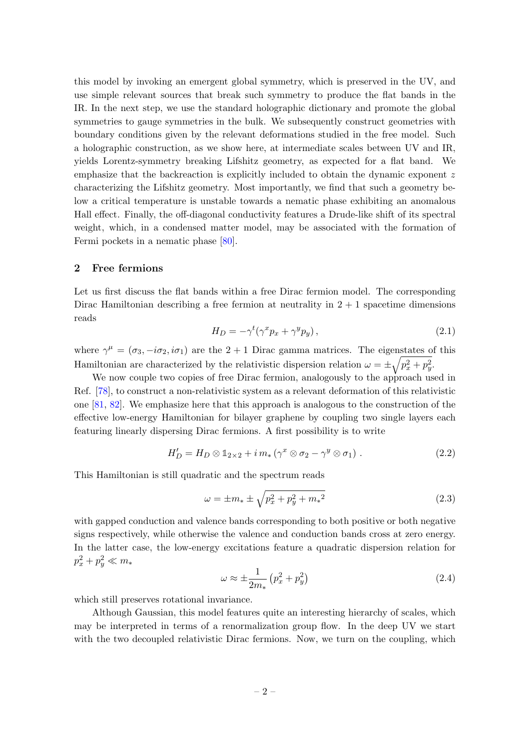this model by invoking an emergent global symmetry, which is preserved in the UV, and use simple relevant sources that break such symmetry to produce the flat bands in the IR. In the next step, we use the standard holographic dictionary and promote the global symmetries to gauge symmetries in the bulk. We subsequently construct geometries with boundary conditions given by the relevant deformations studied in the free model. Such a holographic construction, as we show here, at intermediate scales between UV and IR, yields Lorentz-symmetry breaking Lifshitz geometry, as expected for a flat band. We emphasize that the backreaction is explicitly included to obtain the dynamic exponent $z$ characterizing the Lifshitz geometry. Most importantly, we find that such a geometry below a critical temperature is unstable towards a nematic phase exhibiting an anomalous Hall effect. Finally, the off-diagonal conductivity features a Drude-like shift of its spectral weight, which, in a condensed matter model, may be associated with the formation of Fermi pockets in a nematic phase [80].

## 2 Free fermions

Let us first discuss the flat bands within a free Dirac fermion model. The corresponding Dirac Hamiltonian describing a free fermion at neutrality in $2+1$ spacetime dimensions reads

$$H_D = -\gamma^t(\gamma^x p_x + \gamma^y p_y)\,, \tag{2.1}$$

where $\gamma^\mu = (\sigma_3, -i\sigma_2, i\sigma_1)$ are the $2+1$ Dirac gamma matrices. The eigenstates of this Hamiltonian are characterized by the relativistic dispersion relation $\omega = \pm\sqrt{p_x^2 + p_y^2}$.

We now couple two copies of free Dirac fermion, analogously to the approach used in Ref. [78], to construct a non-relativistic system as a relevant deformation of this relativistic one [81, 82]. We emphasize here that this approach is analogous to the construction of the effective low-energy Hamiltonian for bilayer graphene by coupling two single layers each featuring linearly dispersing Dirac fermions. A first possibility is to write

$$H_D' = H_D \otimes \mathbb{1}_{2\times 2} + i\, m_* \left(\gamma^x \otimes \sigma_2 - \gamma^y \otimes \sigma_1\right)\,. \tag{2.2}$$

This Hamiltonian is still quadratic and the spectrum reads

$$\omega = \pm m_* \pm \sqrt{p_x^2 + p_y^2 + {m_*}^2} \tag{2.3}$$

with gapped conduction and valence bands corresponding to both positive or both negative signs respectively, while otherwise the valence and conduction bands cross at zero energy. In the latter case, the low-energy excitations feature a quadratic dispersion relation for $p_x^2 + p_y^2 \ll m_*$

$$\omega \approx \pm \frac{1}{2m_*}\left(p_x^2 + p_y^2\right) \tag{2.4}$$

which still preserves rotational invariance.

Although Gaussian, this model features quite an interesting hierarchy of scales, which may be interpreted in terms of a renormalization group flow. In the deep UV we start with the two decoupled relativistic Dirac fermions. Now, we turn on the coupling, which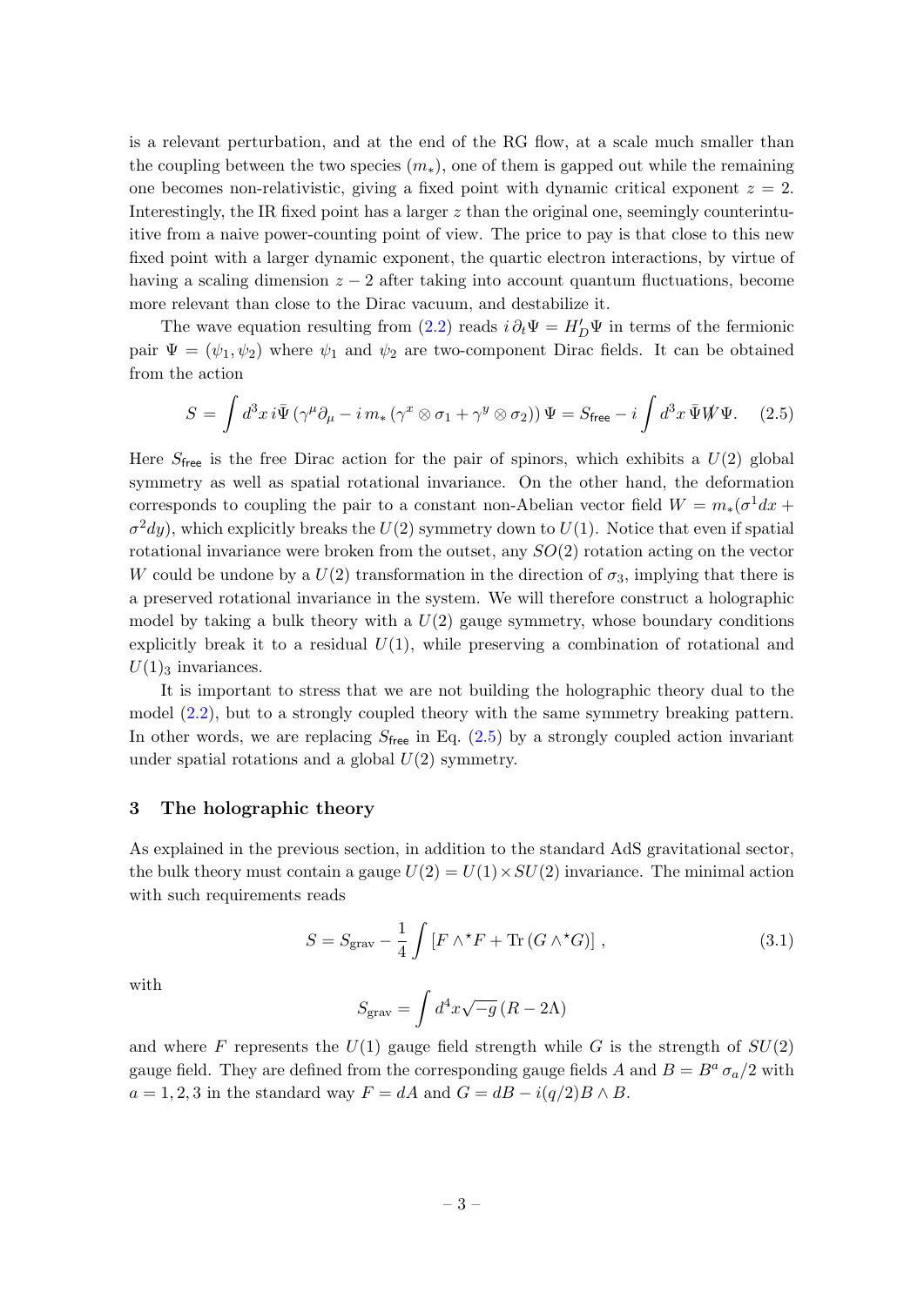is a relevant perturbation, and at the end of the RG flow, at a scale much smaller than the coupling between the two species ($m_*$), one of them is gapped out while the remaining one becomes non-relativistic, giving a fixed point with dynamic critical exponent $z = 2$. Interestingly, the IR fixed point has a larger $z$ than the original one, seemingly counterintuitive from a naive power-counting point of view. The price to pay is that close to this new fixed point with a larger dynamic exponent, the quartic electron interactions, by virtue of having a scaling dimension $z - 2$ after taking into account quantum fluctuations, become more relevant than close to the Dirac vacuum, and destabilize it.

The wave equation resulting from (2.2) reads $i\,\partial_t \Psi = H'_D \Psi$ in terms of the fermionic pair $\Psi = (\psi_1, \psi_2)$ where $\psi_1$ and $\psi_2$ are two-component Dirac fields. It can be obtained from the action

$$
S = \int d^3x\, i\bar{\Psi}\left(\gamma^\mu \partial_\mu - i\, m_* \left(\gamma^x \otimes \sigma_1 + \gamma^y \otimes \sigma_2\right)\right)\Psi = S_{\mathsf{free}} - i\int d^3x\, \bar{\Psi} \not{W} \Psi. \tag{2.5}
$$

Here $S_{\mathsf{free}}$ is the free Dirac action for the pair of spinors, which exhibits a $U(2)$ global symmetry as well as spatial rotational invariance. On the other hand, the deformation corresponds to coupling the pair to a constant non-Abelian vector field $W = m_*(\sigma^1 dx + \sigma^2 dy)$, which explicitly breaks the $U(2)$ symmetry down to $U(1)$. Notice that even if spatial rotational invariance were broken from the outset, any $SO(2)$ rotation acting on the vector $W$ could be undone by a $U(2)$ transformation in the direction of $\sigma_3$, implying that there is a preserved rotational invariance in the system. We will therefore construct a holographic model by taking a bulk theory with a $U(2)$ gauge symmetry, whose boundary conditions explicitly break it to a residual $U(1)$, while preserving a combination of rotational and $U(1)_3$ invariances.

It is important to stress that we are not building the holographic theory dual to the model (2.2), but to a strongly coupled theory with the same symmetry breaking pattern. In other words, we are replacing $S_{\mathsf{free}}$ in Eq. (2.5) by a strongly coupled action invariant under spatial rotations and a global $U(2)$ symmetry.

## 3 The holographic theory

As explained in the previous section, in addition to the standard AdS gravitational sector, the bulk theory must contain a gauge $U(2) = U(1) \times SU(2)$ invariance. The minimal action with such requirements reads

$$
S = S_{\rm grav} - \frac{1}{4}\int \left[F \wedge {}^\star F + \mathrm{Tr}\left(G \wedge {}^\star G\right)\right], \tag{3.1}
$$

with

$$
S_{\rm grav} = \int d^4x \sqrt{-g}\left(R - 2\Lambda\right)
$$

and where $F$ represents the $U(1)$ gauge field strength while $G$ is the strength of $SU(2)$ gauge field. They are defined from the corresponding gauge fields $A$ and $B = B^a\,\sigma_a/2$ with $a = 1, 2, 3$ in the standard way $F = dA$ and $G = dB - i(q/2)B \wedge B$.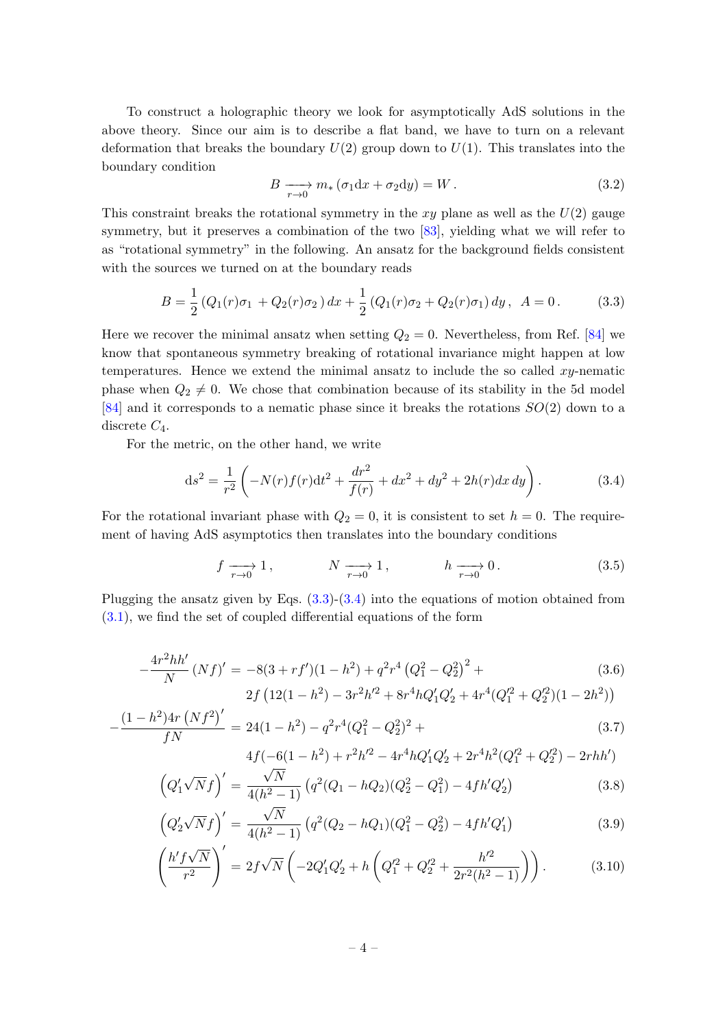To construct a holographic theory we look for asymptotically AdS solutions in the above theory. Since our aim is to describe a flat band, we have to turn on a relevant deformation that breaks the boundary $U(2)$ group down to $U(1)$. This translates into the boundary condition

$$B \xrightarrow[r\to 0]{} m_* (\sigma_1 \mathrm{d}x + \sigma_2 \mathrm{d}y) = W\,. \tag{3.2}$$

This constraint breaks the rotational symmetry in the $xy$ plane as well as the $U(2)$ gauge symmetry, but it preserves a combination of the two [83], yielding what we will refer to as "rotational symmetry" in the following. An ansatz for the background fields consistent with the sources we turned on at the boundary reads

$$B = \frac{1}{2}\left(Q_1(r)\sigma_1 + Q_2(r)\sigma_2\right)dx + \frac{1}{2}\left(Q_1(r)\sigma_2 + Q_2(r)\sigma_1\right)dy\,,\ \ A = 0\,. \tag{3.3}$$

Here we recover the minimal ansatz when setting $Q_2 = 0$. Nevertheless, from Ref. [84] we know that spontaneous symmetry breaking of rotational invariance might happen at low temperatures. Hence we extend the minimal ansatz to include the so called $xy$-nematic phase when $Q_2 \neq 0$. We chose that combination because of its stability in the 5d model [84] and it corresponds to a nematic phase since it breaks the rotations $SO(2)$ down to a discrete $C_4$.

For the metric, on the other hand, we write

$$\mathrm{d}s^2 = \frac{1}{r^2}\left(-N(r)f(r)\mathrm{d}t^2 + \frac{dr^2}{f(r)} + dx^2 + dy^2 + 2h(r)dx\,dy\right). \tag{3.4}$$

For the rotational invariant phase with $Q_2 = 0$, it is consistent to set $h = 0$. The requirement of having AdS asymptotics then translates into the boundary conditions

$$f \xrightarrow[r\to 0]{} 1\,, \qquad N \xrightarrow[r\to 0]{} 1\,, \qquad h \xrightarrow[r\to 0]{} 0\,. \tag{3.5}$$

Plugging the ansatz given by Eqs. (3.3)-(3.4) into the equations of motion obtained from (3.1), we find the set of coupled differential equations of the form

$$\begin{aligned}
-\frac{4r^2hh'}{N}\left(Nf\right)' &= -8(3+rf')(1-h^2) + q^2r^4\left(Q_1^2 - Q_2^2\right)^2 + \\
&\quad 2f\left(12(1-h^2) - 3r^2h'^2 + 8r^4hQ_1'Q_2' + 4r^4(Q_1'^2 + Q_2'^2)(1-2h^2)\right)
\end{aligned} \tag{3.6}$$

$$\begin{aligned}
-\frac{(1-h^2)4r\left(Nf^2\right)'}{fN} &= 24(1-h^2) - q^2r^4(Q_1^2 - Q_2^2)^2 + \\
&\quad 4f(-6(1-h^2) + r^2h'^2 - 4r^4hQ_1'Q_2' + 2r^4h^2(Q_1'^2 + Q_2'^2) - 2rhh')
\end{aligned} \tag{3.7}$$

$$\left(Q_1'\sqrt{N}f\right)' = \frac{\sqrt{N}}{4(h^2-1)}\left(q^2(Q_1 - hQ_2)(Q_2^2 - Q_1^2) - 4fh'Q_2'\right) \tag{3.8}$$

$$\left(Q_2'\sqrt{N}f\right)' = \frac{\sqrt{N}}{4(h^2-1)}\left(q^2(Q_2 - hQ_1)(Q_1^2 - Q_2^2) - 4fh'Q_1'\right) \tag{3.9}$$

$$\left(\frac{h'f\sqrt{N}}{r^2}\right)' = 2f\sqrt{N}\left(-2Q_1'Q_2' + h\left(Q_1'^2 + Q_2'^2 + \frac{h'^2}{2r^2(h^2-1)}\right)\right). \tag{3.10}$$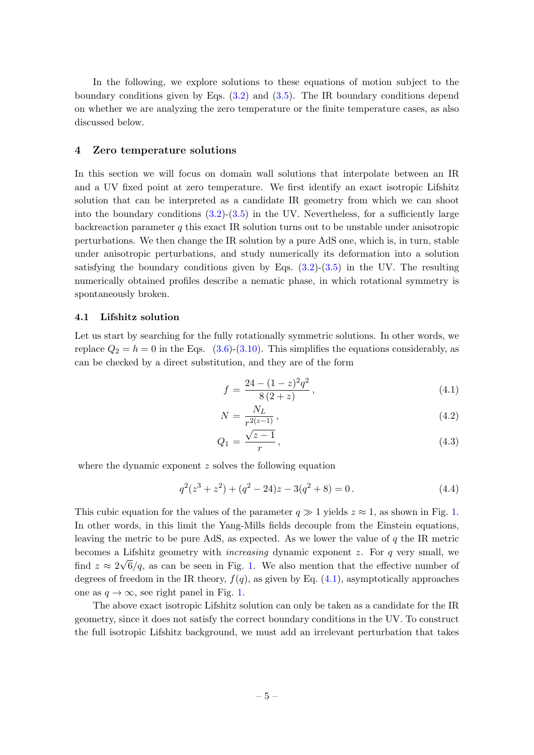In the following, we explore solutions to these equations of motion subject to the boundary conditions given by Eqs. (3.2) and (3.5). The IR boundary conditions depend on whether we are analyzing the zero temperature or the finite temperature cases, as also discussed below.

## 4 Zero temperature solutions

In this section we will focus on domain wall solutions that interpolate between an IR and a UV fixed point at zero temperature. We first identify an exact isotropic Lifshitz solution that can be interpreted as a candidate IR geometry from which we can shoot into the boundary conditions (3.2)-(3.5) in the UV. Nevertheless, for a sufficiently large backreaction parameter $q$ this exact IR solution turns out to be unstable under anisotropic perturbations. We then change the IR solution by a pure AdS one, which is, in turn, stable under anisotropic perturbations, and study numerically its deformation into a solution satisfying the boundary conditions given by Eqs. (3.2)-(3.5) in the UV. The resulting numerically obtained profiles describe a nematic phase, in which rotational symmetry is spontaneously broken.

### 4.1 Lifshitz solution

Let us start by searching for the fully rotationally symmetric solutions. In other words, we replace $Q_2 = h = 0$ in the Eqs. (3.6)-(3.10). This simplifies the equations considerably, as can be checked by a direct substitution, and they are of the form

$$f = \frac{24 - (1-z)^2 q^2}{8\,(2+z)}\,, \tag{4.1}$$

$$N = \frac{N_L}{r^{2(z-1)}}\,, \tag{4.2}$$

$$Q_1 = \frac{\sqrt{z-1}}{r}\,, \tag{4.3}$$

where the dynamic exponent $z$ solves the following equation

$$q^2(z^3 + z^2) + (q^2 - 24)z - 3(q^2 + 8) = 0\,. \tag{4.4}$$

This cubic equation for the values of the parameter $q \gg 1$ yields $z \approx 1$, as shown in Fig. 1. In other words, in this limit the Yang-Mills fields decouple from the Einstein equations, leaving the metric to be pure AdS, as expected. As we lower the value of $q$ the IR metric becomes a Lifshitz geometry with *increasing* dynamic exponent $z$. For $q$ very small, we find $z \approx 2\sqrt{6}/q$, as can be seen in Fig. 1. We also mention that the effective number of degrees of freedom in the IR theory, $f(q)$, as given by Eq. (4.1), asymptotically approaches one as $q \to \infty$, see right panel in Fig. 1.

The above exact isotropic Lifshitz solution can only be taken as a candidate for the IR geometry, since it does not satisfy the correct boundary conditions in the UV. To construct the full isotropic Lifshitz background, we must add an irrelevant perturbation that takes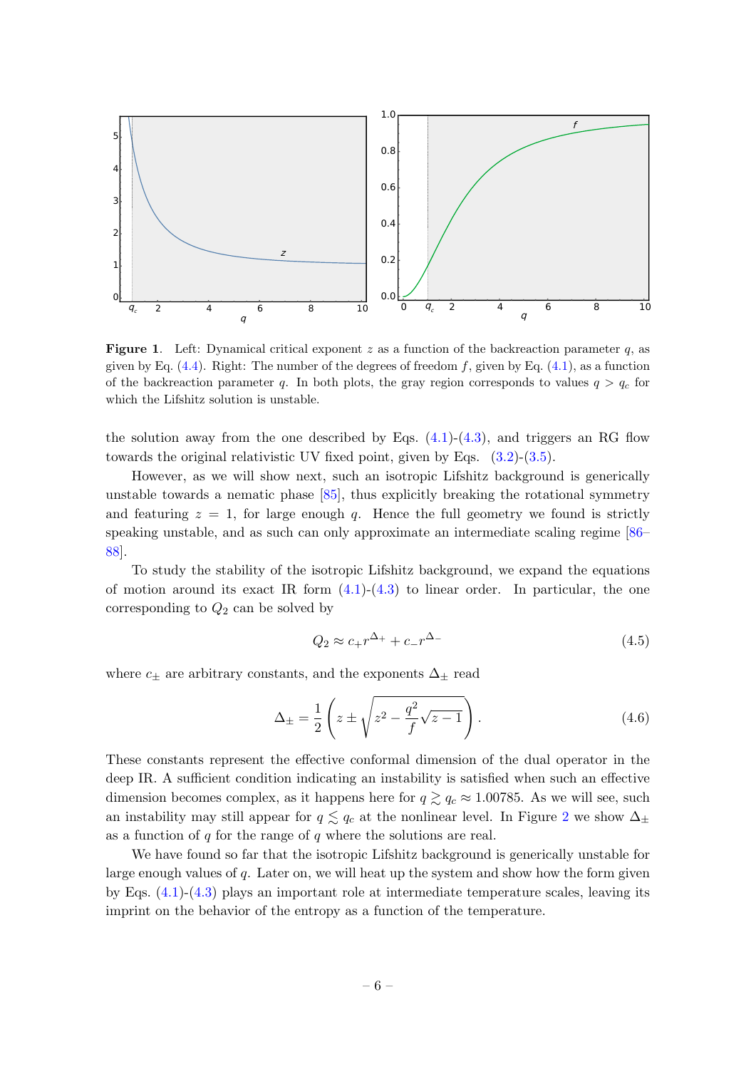**Figure 1**. Left: Dynamical critical exponent $z$ as a function of the backreaction parameter $q$, as given by Eq. (4.4). Right: The number of the degrees of freedom $f$, given by Eq. (4.1), as a function of the backreaction parameter $q$. In both plots, the gray region corresponds to values $q > q_c$ for which the Lifshitz solution is unstable.

the solution away from the one described by Eqs. (4.1)-(4.3), and triggers an RG flow towards the original relativistic UV fixed point, given by Eqs. (3.2)-(3.5).

However, as we will show next, such an isotropic Lifshitz background is generically unstable towards a nematic phase [85], thus explicitly breaking the rotational symmetry and featuring $z = 1$, for large enough $q$. Hence the full geometry we found is strictly speaking unstable, and as such can only approximate an intermediate scaling regime [86–88].

To study the stability of the isotropic Lifshitz background, we expand the equations of motion around its exact IR form (4.1)-(4.3) to linear order. In particular, the one corresponding to $Q_2$ can be solved by

$$Q_2 \approx c_+ r^{\Delta_+} + c_- r^{\Delta_-} \tag{4.5}$$

where $c_\pm$ are arbitrary constants, and the exponents $\Delta_\pm$ read

$$\Delta_\pm = \frac{1}{2}\left(z \pm \sqrt{z^2 - \frac{q^2}{f}\sqrt{z-1}}\right). \tag{4.6}$$

These constants represent the effective conformal dimension of the dual operator in the deep IR. A sufficient condition indicating an instability is satisfied when such an effective dimension becomes complex, as it happens here for $q \gtrsim q_c \approx 1.00785$. As we will see, such an instability may still appear for $q \lesssim q_c$ at the nonlinear level. In Figure 2 we show $\Delta_\pm$ as a function of $q$ for the range of $q$ where the solutions are real.

We have found so far that the isotropic Lifshitz background is generically unstable for large enough values of $q$. Later on, we will heat up the system and show how the form given by Eqs. (4.1)-(4.3) plays an important role at intermediate temperature scales, leaving its imprint on the behavior of the entropy as a function of the temperature.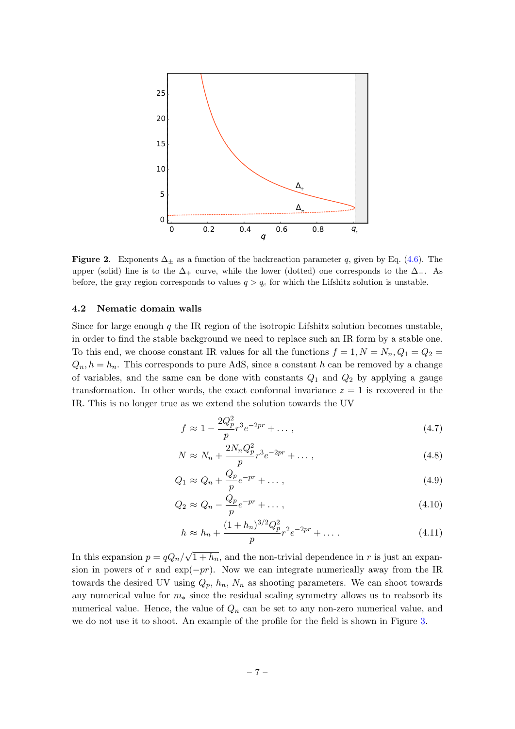**Figure 2**. Exponents $\Delta_\pm$ as a function of the backreaction parameter $q$, given by Eq. (4.6). The upper (solid) line is to the $\Delta_+$ curve, while the lower (dotted) one corresponds to the $\Delta_-$. As before, the gray region corresponds to values $q > q_c$ for which the Lifshitz solution is unstable.

## 4.2 Nematic domain walls

Since for large enough $q$ the IR region of the isotropic Lifshitz solution becomes unstable, in order to find the stable background we need to replace such an IR form by a stable one. To this end, we choose constant IR values for all the functions $f = 1, N = N_n, Q_1 = Q_2 = Q_n, h = h_n$. This corresponds to pure AdS, since a constant $h$ can be removed by a change of variables, and the same can be done with constants $Q_1$ and $Q_2$ by applying a gauge transformation. In other words, the exact conformal invariance $z = 1$ is recovered in the IR. This is no longer true as we extend the solution towards the UV

$$f \approx 1 - \frac{2Q_p^2}{p} r^3 e^{-2pr} + \dots , \tag{4.7}$$

$$N \approx N_n + \frac{2N_n Q_p^2}{p} r^3 e^{-2pr} + \dots , \tag{4.8}$$

$$Q_1 \approx Q_n + \frac{Q_p}{p} e^{-pr} + \dots , \tag{4.9}$$

$$Q_2 \approx Q_n - \frac{Q_p}{p} e^{-pr} + \dots , \tag{4.10}$$

$$h \approx h_n + \frac{(1+h_n)^{3/2} Q_p^2}{p} r^2 e^{-2pr} + \dots . \tag{4.11}$$

In this expansion $p = qQ_n/\sqrt{1+h_n}$, and the non-trivial dependence in $r$ is just an expansion in powers of $r$ and $\exp(-pr)$. Now we can integrate numerically away from the IR towards the desired UV using $Q_p$, $h_n$, $N_n$ as shooting parameters. We can shoot towards any numerical value for $m_*$ since the residual scaling symmetry allows us to reabsorb its numerical value. Hence, the value of $Q_n$ can be set to any non-zero numerical value, and we do not use it to shoot. An example of the profile for the field is shown in Figure 3.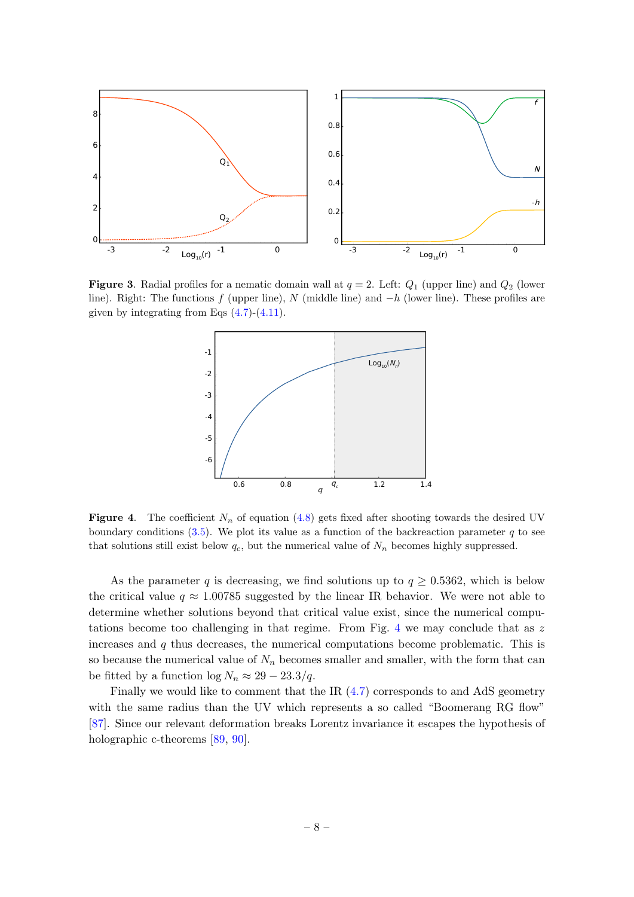**Figure 3**. Radial profiles for a nematic domain wall at $q = 2$. Left: $Q_1$ (upper line) and $Q_2$ (lower line). Right: The functions $f$ (upper line), $N$ (middle line) and $-h$ (lower line). These profiles are given by integrating from Eqs (4.7)-(4.11).

**Figure 4**. The coefficient $N_n$ of equation (4.8) gets fixed after shooting towards the desired UV boundary conditions (3.5). We plot its value as a function of the backreaction parameter $q$ to see that solutions still exist below $q_c$, but the numerical value of $N_n$ becomes highly suppressed.

As the parameter $q$ is decreasing, we find solutions up to $q \geq 0.5362$, which is below the critical value $q \approx 1.00785$ suggested by the linear IR behavior. We were not able to determine whether solutions beyond that critical value exist, since the numerical computations become too challenging in that regime. From Fig. 4 we may conclude that as $z$ increases and $q$ thus decreases, the numerical computations become problematic. This is so because the numerical value of $N_n$ becomes smaller and smaller, with the form that can be fitted by a function $\log N_n \approx 29 - 23.3/q$.

Finally we would like to comment that the IR (4.7) corresponds to and AdS geometry with the same radius than the UV which represents a so called "Boomerang RG flow" [87]. Since our relevant deformation breaks Lorentz invariance it escapes the hypothesis of holographic c-theorems [89, 90].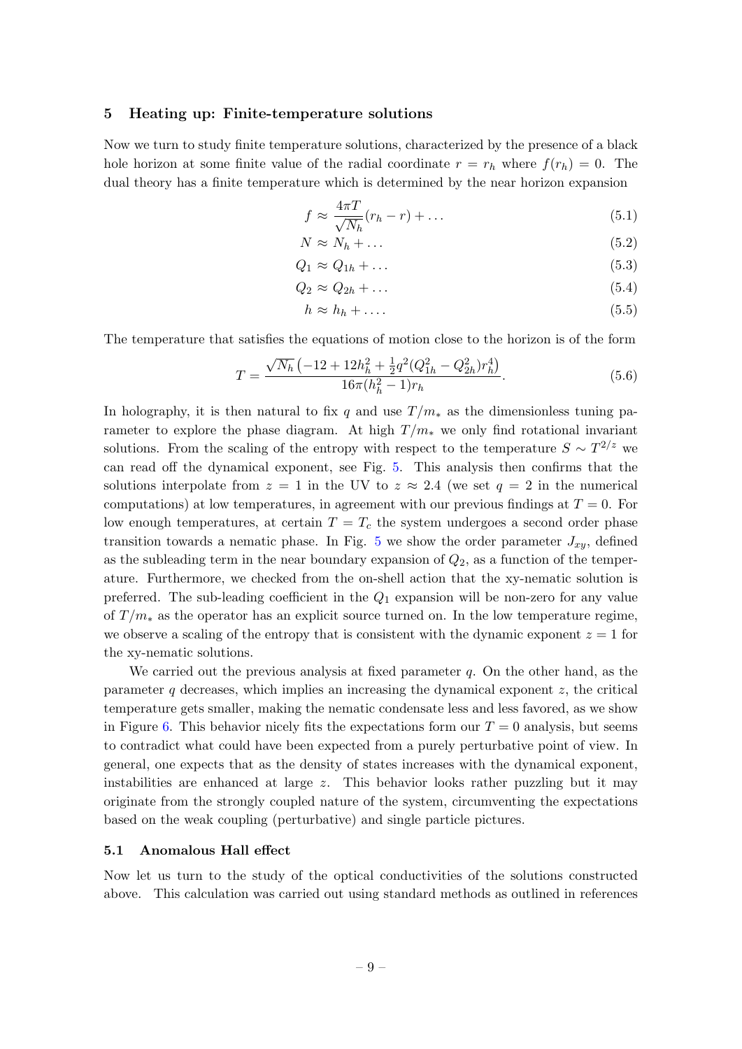## 5 Heating up: Finite-temperature solutions

Now we turn to study finite temperature solutions, characterized by the presence of a black hole horizon at some finite value of the radial coordinate $r = r_h$ where $f(r_h) = 0$. The dual theory has a finite temperature which is determined by the near horizon expansion

$$f \approx \frac{4\pi T}{\sqrt{N_h}}(r_h - r) + \dots \tag{5.1}$$

$$N \approx N_h + \dots \tag{5.2}$$

$$Q_1 \approx Q_{1h} + \dots \tag{5.3}$$

$$Q_2 \approx Q_{2h} + \dots \tag{5.4}$$

$$h \approx h_h + \dots . \tag{5.5}$$

The temperature that satisfies the equations of motion close to the horizon is of the form

$$T = \frac{\sqrt{N_h}\left(-12 + 12h_h^2 + \frac{1}{2}q^2(Q_{1h}^2 - Q_{2h}^2)r_h^4\right)}{16\pi(h_h^2 - 1)r_h}. \tag{5.6}$$

In holography, it is then natural to fix $q$ and use $T/m_*$ as the dimensionless tuning parameter to explore the phase diagram. At high $T/m_*$ we only find rotational invariant solutions. From the scaling of the entropy with respect to the temperature $S \sim T^{2/z}$ we can read off the dynamical exponent, see Fig. 5. This analysis then confirms that the solutions interpolate from $z = 1$ in the UV to $z \approx 2.4$ (we set $q = 2$ in the numerical computations) at low temperatures, in agreement with our previous findings at $T = 0$. For low enough temperatures, at certain $T = T_c$ the system undergoes a second order phase transition towards a nematic phase. In Fig. 5 we show the order parameter $J_{xy}$, defined as the subleading term in the near boundary expansion of $Q_2$, as a function of the temperature. Furthermore, we checked from the on-shell action that the xy-nematic solution is preferred. The sub-leading coefficient in the $Q_1$ expansion will be non-zero for any value of $T/m_*$ as the operator has an explicit source turned on. In the low temperature regime, we observe a scaling of the entropy that is consistent with the dynamic exponent $z = 1$ for the xy-nematic solutions.

We carried out the previous analysis at fixed parameter $q$. On the other hand, as the parameter $q$ decreases, which implies an increasing the dynamical exponent $z$, the critical temperature gets smaller, making the nematic condensate less and less favored, as we show in Figure 6. This behavior nicely fits the expectations form our $T = 0$ analysis, but seems to contradict what could have been expected from a purely perturbative point of view. In general, one expects that as the density of states increases with the dynamical exponent, instabilities are enhanced at large $z$. This behavior looks rather puzzling but it may originate from the strongly coupled nature of the system, circumventing the expectations based on the weak coupling (perturbative) and single particle pictures.

### 5.1 Anomalous Hall effect

Now let us turn to the study of the optical conductivities of the solutions constructed above. This calculation was carried out using standard methods as outlined in references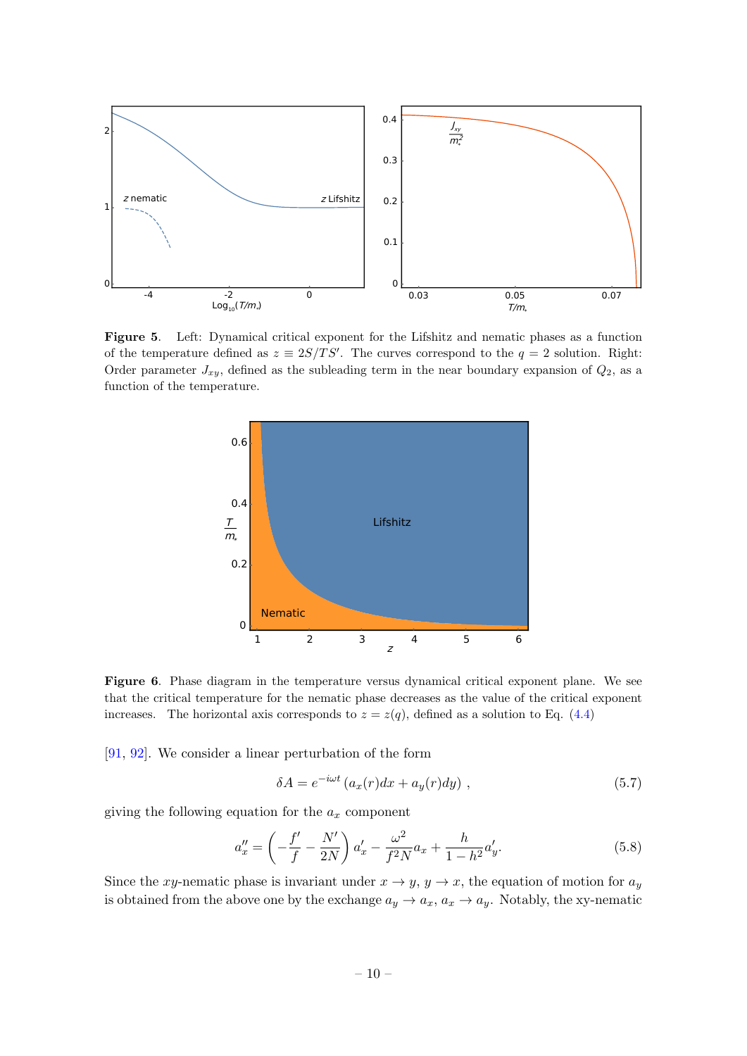**Figure 5**. Left: Dynamical critical exponent for the Lifshitz and nematic phases as a function of the temperature defined as $z \equiv 2S/TS'$. The curves correspond to the $q = 2$ solution. Right: Order parameter $J_{xy}$, defined as the subleading term in the near boundary expansion of $Q_2$, as a function of the temperature.

**Figure 6**. Phase diagram in the temperature versus dynamical critical exponent plane. We see that the critical temperature for the nematic phase decreases as the value of the critical exponent increases. The horizontal axis corresponds to $z = z(q)$, defined as a solution to Eq. (4.4)

[91, 92]. We consider a linear perturbation of the form

$$\delta A = e^{-i\omega t} \left( a_x(r) dx + a_y(r) dy \right) , \tag{5.7}$$

giving the following equation for the $a_x$ component

$$a_x'' = \left( -\frac{f'}{f} - \frac{N'}{2N} \right) a_x' - \frac{\omega^2}{f^2 N} a_x + \frac{h}{1 - h^2} a_y'. \tag{5.8}$$

Since the $xy$-nematic phase is invariant under $x \to y$, $y \to x$, the equation of motion for $a_y$ is obtained from the above one by the exchange $a_y \to a_x$, $a_x \to a_y$. Notably, the xy-nematic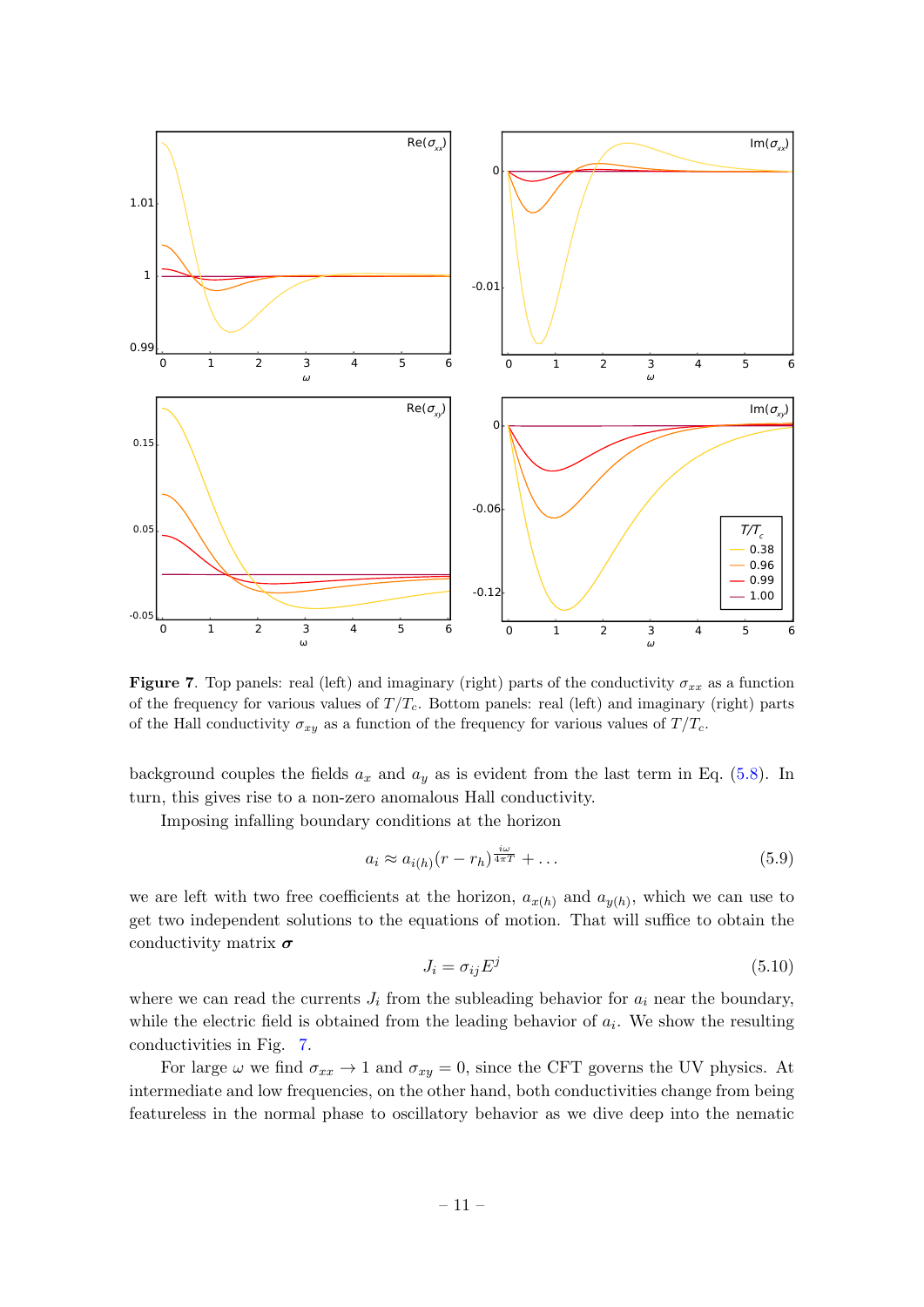**Figure 7**. Top panels: real (left) and imaginary (right) parts of the conductivity $\sigma_{xx}$ as a function of the frequency for various values of $T/T_c$. Bottom panels: real (left) and imaginary (right) parts of the Hall conductivity $\sigma_{xy}$ as a function of the frequency for various values of $T/T_c$.

background couples the fields $a_x$ and $a_y$ as is evident from the last term in Eq. (5.8). In turn, this gives rise to a non-zero anomalous Hall conductivity.

Imposing infalling boundary conditions at the horizon

$$a_i \approx a_{i(h)}(r - r_h)^{\frac{i\omega}{4\pi T}} + \dots \tag{5.9}$$

we are left with two free coefficients at the horizon, $a_{x(h)}$ and $a_{y(h)}$, which we can use to get two independent solutions to the equations of motion. That will suffice to obtain the conductivity matrix $\boldsymbol{\sigma}$

$$J_i = \sigma_{ij} E^j \tag{5.10}$$

where we can read the currents $J_i$ from the subleading behavior for $a_i$ near the boundary, while the electric field is obtained from the leading behavior of $a_i$. We show the resulting conductivities in Fig. 7.

For large $\omega$ we find $\sigma_{xx} \to 1$ and $\sigma_{xy} = 0$, since the CFT governs the UV physics. At intermediate and low frequencies, on the other hand, both conductivities change from being featureless in the normal phase to oscillatory behavior as we dive deep into the nematic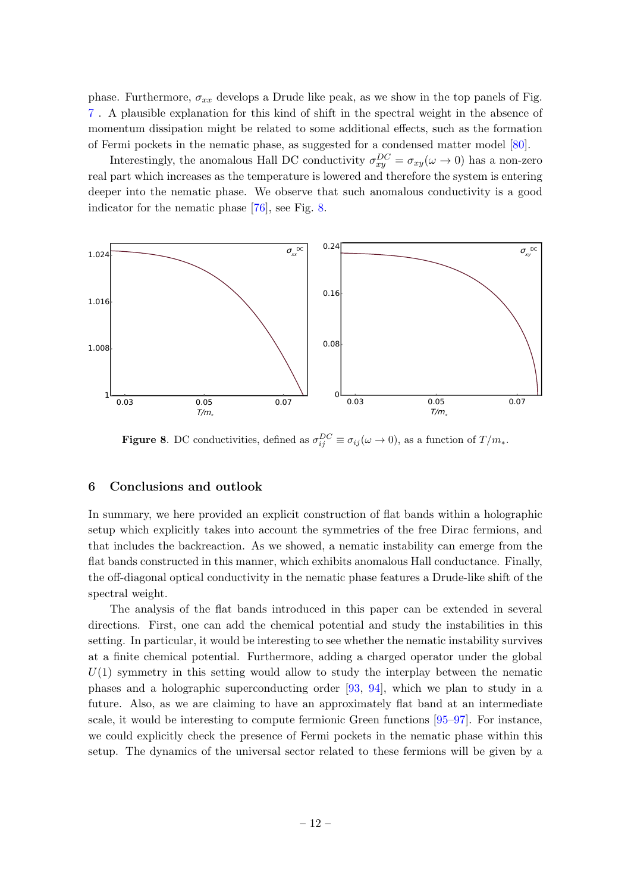phase. Furthermore, $\sigma_{xx}$ develops a Drude like peak, as we show in the top panels of Fig. 7 . A plausible explanation for this kind of shift in the spectral weight in the absence of momentum dissipation might be related to some additional effects, such as the formation of Fermi pockets in the nematic phase, as suggested for a condensed matter model [80].

Interestingly, the anomalous Hall DC conductivity $\sigma_{xy}^{DC} = \sigma_{xy}(\omega \to 0)$ has a non-zero real part which increases as the temperature is lowered and therefore the system is entering deeper into the nematic phase. We observe that such anomalous conductivity is a good indicator for the nematic phase [76], see Fig. 8.

**Figure 8**. DC conductivities, defined as $\sigma_{ij}^{DC} \equiv \sigma_{ij}(\omega \to 0)$, as a function of $T/m_*$.

## 6 Conclusions and outlook

In summary, we here provided an explicit construction of flat bands within a holographic setup which explicitly takes into account the symmetries of the free Dirac fermions, and that includes the backreaction. As we showed, a nematic instability can emerge from the flat bands constructed in this manner, which exhibits anomalous Hall conductance. Finally, the off-diagonal optical conductivity in the nematic phase features a Drude-like shift of the spectral weight.

The analysis of the flat bands introduced in this paper can be extended in several directions. First, one can add the chemical potential and study the instabilities in this setting. In particular, it would be interesting to see whether the nematic instability survives at a finite chemical potential. Furthermore, adding a charged operator under the global $U(1)$ symmetry in this setting would allow to study the interplay between the nematic phases and a holographic superconducting order [93, 94], which we plan to study in a future. Also, as we are claiming to have an approximately flat band at an intermediate scale, it would be interesting to compute fermionic Green functions [95–97]. For instance, we could explicitly check the presence of Fermi pockets in the nematic phase within this setup. The dynamics of the universal sector related to these fermions will be given by a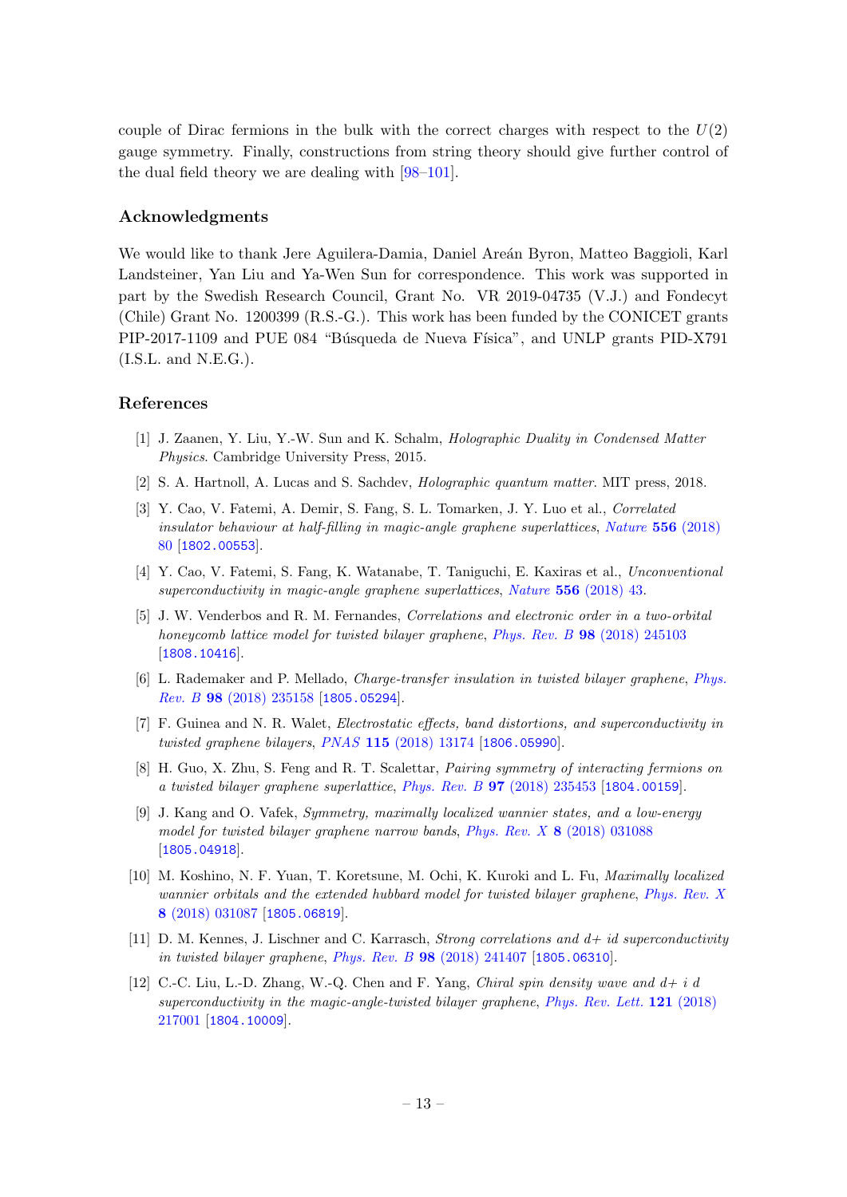couple of Dirac fermions in the bulk with the correct charges with respect to the $U(2)$ gauge symmetry. Finally, constructions from string theory should give further control of the dual field theory we are dealing with [98–101].

## Acknowledgments

We would like to thank Jere Aguilera-Damia, Daniel Areán Byron, Matteo Baggioli, Karl Landsteiner, Yan Liu and Ya-Wen Sun for correspondence. This work was supported in part by the Swedish Research Council, Grant No. VR 2019-04735 (V.J.) and Fondecyt (Chile) Grant No. 1200399 (R.S.-G.). This work has been funded by the CONICET grants PIP-2017-1109 and PUE 084 "Búsqueda de Nueva Física", and UNLP grants PID-X791 (I.S.L. and N.E.G.).

## References

[1] J. Zaanen, Y. Liu, Y.-W. Sun and K. Schalm, *Holographic Duality in Condensed Matter Physics*. Cambridge University Press, 2015.

[2] S. A. Hartnoll, A. Lucas and S. Sachdev, *Holographic quantum matter*. MIT press, 2018.

[3] Y. Cao, V. Fatemi, A. Demir, S. Fang, S. L. Tomarken, J. Y. Luo et al., *Correlated insulator behaviour at half-filling in magic-angle graphene superlattices*, Nature **556** (2018) 80 [1802.00553].

[4] Y. Cao, V. Fatemi, S. Fang, K. Watanabe, T. Taniguchi, E. Kaxiras et al., *Unconventional superconductivity in magic-angle graphene superlattices*, Nature **556** (2018) 43.

[5] J. W. Venderbos and R. M. Fernandes, *Correlations and electronic order in a two-orbital honeycomb lattice model for twisted bilayer graphene*, Phys. Rev. B **98** (2018) 245103 [1808.10416].

[6] L. Rademaker and P. Mellado, *Charge-transfer insulation in twisted bilayer graphene*, Phys. Rev. B **98** (2018) 235158 [1805.05294].

[7] F. Guinea and N. R. Walet, *Electrostatic effects, band distortions, and superconductivity in twisted graphene bilayers*, PNAS **115** (2018) 13174 [1806.05990].

[8] H. Guo, X. Zhu, S. Feng and R. T. Scalettar, *Pairing symmetry of interacting fermions on a twisted bilayer graphene superlattice*, Phys. Rev. B **97** (2018) 235453 [1804.00159].

[9] J. Kang and O. Vafek, *Symmetry, maximally localized wannier states, and a low-energy model for twisted bilayer graphene narrow bands*, Phys. Rev. X **8** (2018) 031088 [1805.04918].

[10] M. Koshino, N. F. Yuan, T. Koretsune, M. Ochi, K. Kuroki and L. Fu, *Maximally localized wannier orbitals and the extended hubbard model for twisted bilayer graphene*, Phys. Rev. X **8** (2018) 031087 [1805.06819].

[11] D. M. Kennes, J. Lischner and C. Karrasch, *Strong correlations and d+ id superconductivity in twisted bilayer graphene*, Phys. Rev. B **98** (2018) 241407 [1805.06310].

[12] C.-C. Liu, L.-D. Zhang, W.-Q. Chen and F. Yang, *Chiral spin density wave and d+ i d superconductivity in the magic-angle-twisted bilayer graphene*, Phys. Rev. Lett. **121** (2018) 217001 [1804.10009].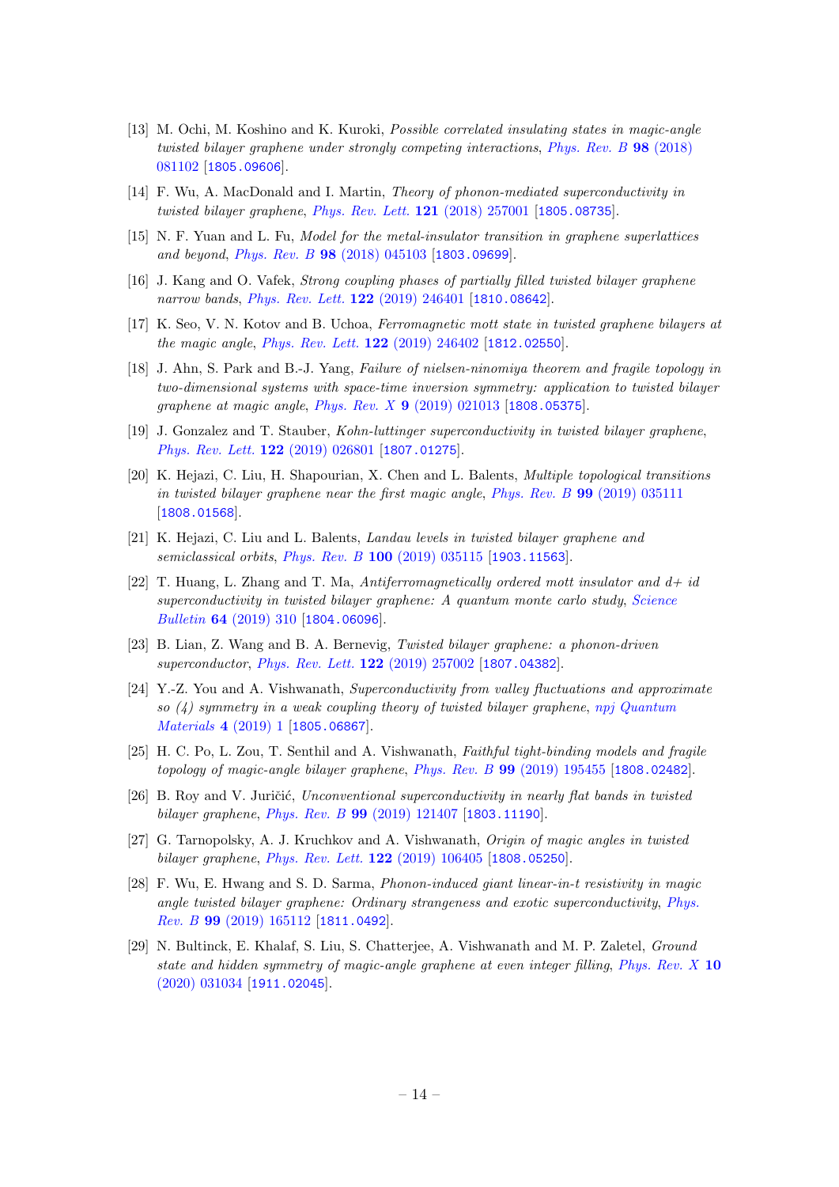[13] M. Ochi, M. Koshino and K. Kuroki, *Possible correlated insulating states in magic-angle twisted bilayer graphene under strongly competing interactions*, *Phys. Rev. B* **98** (2018) 081102 [1805.09606].

[14] F. Wu, A. MacDonald and I. Martin, *Theory of phonon-mediated superconductivity in twisted bilayer graphene*, *Phys. Rev. Lett.* **121** (2018) 257001 [1805.08735].

[15] N. F. Yuan and L. Fu, *Model for the metal-insulator transition in graphene superlattices and beyond*, *Phys. Rev. B* **98** (2018) 045103 [1803.09699].

[16] J. Kang and O. Vafek, *Strong coupling phases of partially filled twisted bilayer graphene narrow bands*, *Phys. Rev. Lett.* **122** (2019) 246401 [1810.08642].

[17] K. Seo, V. N. Kotov and B. Uchoa, *Ferromagnetic mott state in twisted graphene bilayers at the magic angle*, *Phys. Rev. Lett.* **122** (2019) 246402 [1812.02550].

[18] J. Ahn, S. Park and B.-J. Yang, *Failure of nielsen-ninomiya theorem and fragile topology in two-dimensional systems with space-time inversion symmetry: application to twisted bilayer graphene at magic angle*, *Phys. Rev. X* **9** (2019) 021013 [1808.05375].

[19] J. Gonzalez and T. Stauber, *Kohn-luttinger superconductivity in twisted bilayer graphene*, *Phys. Rev. Lett.* **122** (2019) 026801 [1807.01275].

[20] K. Hejazi, C. Liu, H. Shapourian, X. Chen and L. Balents, *Multiple topological transitions in twisted bilayer graphene near the first magic angle*, *Phys. Rev. B* **99** (2019) 035111 [1808.01568].

[21] K. Hejazi, C. Liu and L. Balents, *Landau levels in twisted bilayer graphene and semiclassical orbits*, *Phys. Rev. B* **100** (2019) 035115 [1903.11563].

[22] T. Huang, L. Zhang and T. Ma, *Antiferromagnetically ordered mott insulator and d+ id superconductivity in twisted bilayer graphene: A quantum monte carlo study*, *Science Bulletin* **64** (2019) 310 [1804.06096].

[23] B. Lian, Z. Wang and B. A. Bernevig, *Twisted bilayer graphene: a phonon-driven superconductor*, *Phys. Rev. Lett.* **122** (2019) 257002 [1807.04382].

[24] Y.-Z. You and A. Vishwanath, *Superconductivity from valley fluctuations and approximate so (4) symmetry in a weak coupling theory of twisted bilayer graphene*, *npj Quantum Materials* **4** (2019) 1 [1805.06867].

[25] H. C. Po, L. Zou, T. Senthil and A. Vishwanath, *Faithful tight-binding models and fragile topology of magic-angle bilayer graphene*, *Phys. Rev. B* **99** (2019) 195455 [1808.02482].

[26] B. Roy and V. Juričić, *Unconventional superconductivity in nearly flat bands in twisted bilayer graphene*, *Phys. Rev. B* **99** (2019) 121407 [1803.11190].

[27] G. Tarnopolsky, A. J. Kruchkov and A. Vishwanath, *Origin of magic angles in twisted bilayer graphene*, *Phys. Rev. Lett.* **122** (2019) 106405 [1808.05250].

[28] F. Wu, E. Hwang and S. D. Sarma, *Phonon-induced giant linear-in-t resistivity in magic angle twisted bilayer graphene: Ordinary strangeness and exotic superconductivity*, *Phys. Rev. B* **99** (2019) 165112 [1811.0492].

[29] N. Bultinck, E. Khalaf, S. Liu, S. Chatterjee, A. Vishwanath and M. P. Zaletel, *Ground state and hidden symmetry of magic-angle graphene at even integer filling*, *Phys. Rev. X* **10** (2020) 031034 [1911.02045].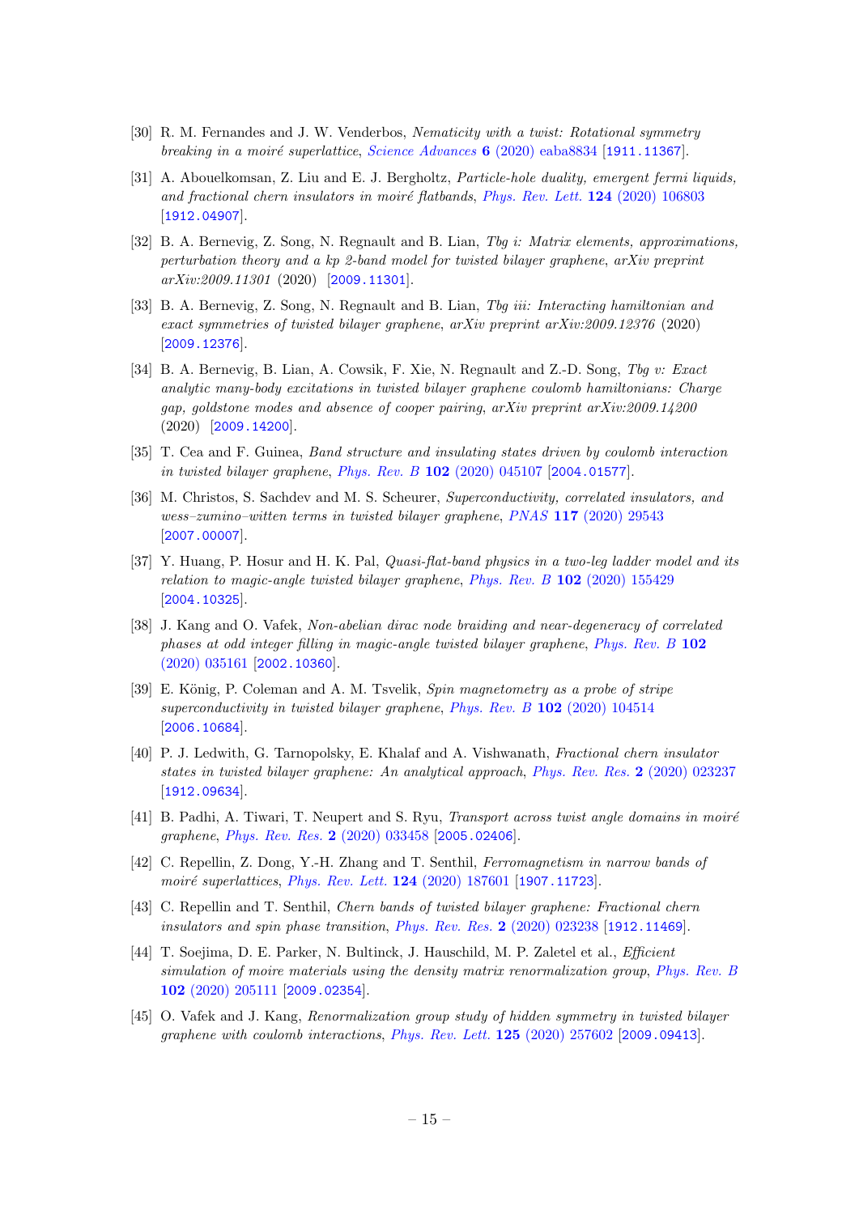[30] R. M. Fernandes and J. W. Venderbos, *Nematicity with a twist: Rotational symmetry breaking in a moiré superlattice*, Science Advances **6** (2020) eaba8834 [1911.11367].

[31] A. Abouelkomsan, Z. Liu and E. J. Bergholtz, *Particle-hole duality, emergent fermi liquids, and fractional chern insulators in moiré flatbands*, Phys. Rev. Lett. **124** (2020) 106803 [1912.04907].

[32] B. A. Bernevig, Z. Song, N. Regnault and B. Lian, *Tbg i: Matrix elements, approximations, perturbation theory and a kp 2-band model for twisted bilayer graphene*, *arXiv preprint arXiv:2009.11301* (2020) [2009.11301].

[33] B. A. Bernevig, Z. Song, N. Regnault and B. Lian, *Tbg iii: Interacting hamiltonian and exact symmetries of twisted bilayer graphene*, *arXiv preprint arXiv:2009.12376* (2020) [2009.12376].

[34] B. A. Bernevig, B. Lian, A. Cowsik, F. Xie, N. Regnault and Z.-D. Song, *Tbg v: Exact analytic many-body excitations in twisted bilayer graphene coulomb hamiltonians: Charge gap, goldstone modes and absence of cooper pairing*, *arXiv preprint arXiv:2009.14200* (2020) [2009.14200].

[35] T. Cea and F. Guinea, *Band structure and insulating states driven by coulomb interaction in twisted bilayer graphene*, Phys. Rev. B **102** (2020) 045107 [2004.01577].

[36] M. Christos, S. Sachdev and M. S. Scheurer, *Superconductivity, correlated insulators, and wess–zumino–witten terms in twisted bilayer graphene*, PNAS **117** (2020) 29543 [2007.00007].

[37] Y. Huang, P. Hosur and H. K. Pal, *Quasi-flat-band physics in a two-leg ladder model and its relation to magic-angle twisted bilayer graphene*, Phys. Rev. B **102** (2020) 155429 [2004.10325].

[38] J. Kang and O. Vafek, *Non-abelian dirac node braiding and near-degeneracy of correlated phases at odd integer filling in magic-angle twisted bilayer graphene*, Phys. Rev. B **102** (2020) 035161 [2002.10360].

[39] E. König, P. Coleman and A. M. Tsvelik, *Spin magnetometry as a probe of stripe superconductivity in twisted bilayer graphene*, Phys. Rev. B **102** (2020) 104514 [2006.10684].

[40] P. J. Ledwith, G. Tarnopolsky, E. Khalaf and A. Vishwanath, *Fractional chern insulator states in twisted bilayer graphene: An analytical approach*, Phys. Rev. Res. **2** (2020) 023237 [1912.09634].

[41] B. Padhi, A. Tiwari, T. Neupert and S. Ryu, *Transport across twist angle domains in moiré graphene*, Phys. Rev. Res. **2** (2020) 033458 [2005.02406].

[42] C. Repellin, Z. Dong, Y.-H. Zhang and T. Senthil, *Ferromagnetism in narrow bands of moiré superlattices*, Phys. Rev. Lett. **124** (2020) 187601 [1907.11723].

[43] C. Repellin and T. Senthil, *Chern bands of twisted bilayer graphene: Fractional chern insulators and spin phase transition*, Phys. Rev. Res. **2** (2020) 023238 [1912.11469].

[44] T. Soejima, D. E. Parker, N. Bultinck, J. Hauschild, M. P. Zaletel et al., *Efficient simulation of moire materials using the density matrix renormalization group*, Phys. Rev. B **102** (2020) 205111 [2009.02354].

[45] O. Vafek and J. Kang, *Renormalization group study of hidden symmetry in twisted bilayer graphene with coulomb interactions*, Phys. Rev. Lett. **125** (2020) 257602 [2009.09413].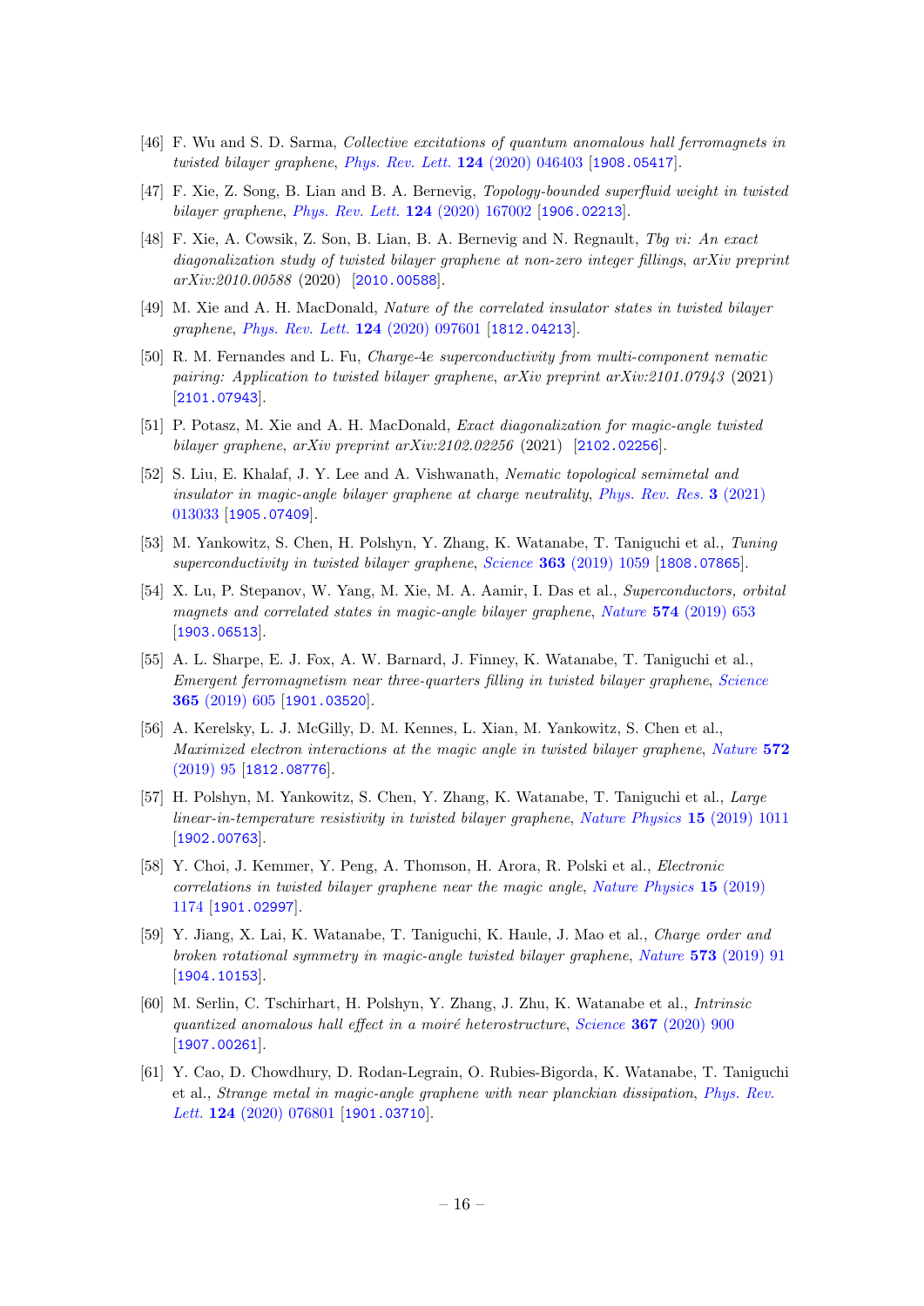[46] F. Wu and S. D. Sarma, *Collective excitations of quantum anomalous hall ferromagnets in twisted bilayer graphene*, Phys. Rev. Lett. **124** (2020) 046403 [1908.05417].

[47] F. Xie, Z. Song, B. Lian and B. A. Bernevig, *Topology-bounded superfluid weight in twisted bilayer graphene*, Phys. Rev. Lett. **124** (2020) 167002 [1906.02213].

[48] F. Xie, A. Cowsik, Z. Son, B. Lian, B. A. Bernevig and N. Regnault, *Tbg vi: An exact diagonalization study of twisted bilayer graphene at non-zero integer fillings*, *arXiv preprint arXiv:2010.00588* (2020) [2010.00588].

[49] M. Xie and A. H. MacDonald, *Nature of the correlated insulator states in twisted bilayer graphene*, Phys. Rev. Lett. **124** (2020) 097601 [1812.04213].

[50] R. M. Fernandes and L. Fu, *Charge-4e superconductivity from multi-component nematic pairing: Application to twisted bilayer graphene*, *arXiv preprint arXiv:2101.07943* (2021) [2101.07943].

[51] P. Potasz, M. Xie and A. H. MacDonald, *Exact diagonalization for magic-angle twisted bilayer graphene*, *arXiv preprint arXiv:2102.02256* (2021) [2102.02256].

[52] S. Liu, E. Khalaf, J. Y. Lee and A. Vishwanath, *Nematic topological semimetal and insulator in magic-angle bilayer graphene at charge neutrality*, Phys. Rev. Res. **3** (2021) 013033 [1905.07409].

[53] M. Yankowitz, S. Chen, H. Polshyn, Y. Zhang, K. Watanabe, T. Taniguchi et al., *Tuning superconductivity in twisted bilayer graphene*, Science **363** (2019) 1059 [1808.07865].

[54] X. Lu, P. Stepanov, W. Yang, M. Xie, M. A. Aamir, I. Das et al., *Superconductors, orbital magnets and correlated states in magic-angle bilayer graphene*, Nature **574** (2019) 653 [1903.06513].

[55] A. L. Sharpe, E. J. Fox, A. W. Barnard, J. Finney, K. Watanabe, T. Taniguchi et al., *Emergent ferromagnetism near three-quarters filling in twisted bilayer graphene*, Science **365** (2019) 605 [1901.03520].

[56] A. Kerelsky, L. J. McGilly, D. M. Kennes, L. Xian, M. Yankowitz, S. Chen et al., *Maximized electron interactions at the magic angle in twisted bilayer graphene*, Nature **572** (2019) 95 [1812.08776].

[57] H. Polshyn, M. Yankowitz, S. Chen, Y. Zhang, K. Watanabe, T. Taniguchi et al., *Large linear-in-temperature resistivity in twisted bilayer graphene*, Nature Physics **15** (2019) 1011 [1902.00763].

[58] Y. Choi, J. Kemmer, Y. Peng, A. Thomson, H. Arora, R. Polski et al., *Electronic correlations in twisted bilayer graphene near the magic angle*, Nature Physics **15** (2019) 1174 [1901.02997].

[59] Y. Jiang, X. Lai, K. Watanabe, T. Taniguchi, K. Haule, J. Mao et al., *Charge order and broken rotational symmetry in magic-angle twisted bilayer graphene*, Nature **573** (2019) 91 [1904.10153].

[60] M. Serlin, C. Tschirhart, H. Polshyn, Y. Zhang, J. Zhu, K. Watanabe et al., *Intrinsic quantized anomalous hall effect in a moiré heterostructure*, Science **367** (2020) 900 [1907.00261].

[61] Y. Cao, D. Chowdhury, D. Rodan-Legrain, O. Rubies-Bigorda, K. Watanabe, T. Taniguchi et al., *Strange metal in magic-angle graphene with near planckian dissipation*, Phys. Rev. Lett. **124** (2020) 076801 [1901.03710].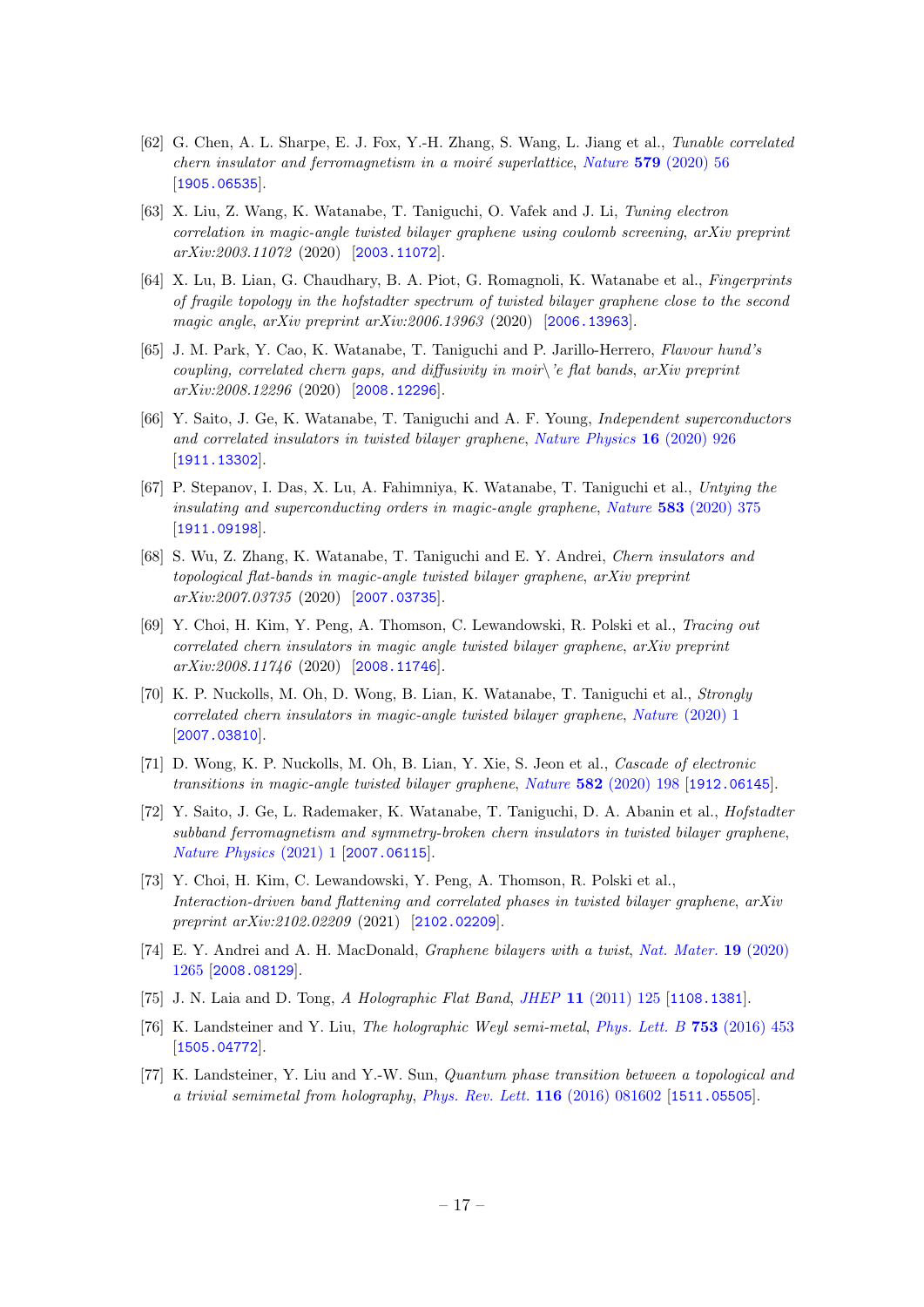[62] G. Chen, A. L. Sharpe, E. J. Fox, Y.-H. Zhang, S. Wang, L. Jiang et al., *Tunable correlated chern insulator and ferromagnetism in a moiré superlattice*, *Nature* **579** (2020) 56 [1905.06535].

[63] X. Liu, Z. Wang, K. Watanabe, T. Taniguchi, O. Vafek and J. Li, *Tuning electron correlation in magic-angle twisted bilayer graphene using coulomb screening*, *arXiv preprint arXiv:2003.11072* (2020) [2003.11072].

[64] X. Lu, B. Lian, G. Chaudhary, B. A. Piot, G. Romagnoli, K. Watanabe et al., *Fingerprints of fragile topology in the hofstadter spectrum of twisted bilayer graphene close to the second magic angle*, *arXiv preprint arXiv:2006.13963* (2020) [2006.13963].

[65] J. M. Park, Y. Cao, K. Watanabe, T. Taniguchi and P. Jarillo-Herrero, *Flavour hund's coupling, correlated chern gaps, and diffusivity in moir\'e flat bands*, *arXiv preprint arXiv:2008.12296* (2020) [2008.12296].

[66] Y. Saito, J. Ge, K. Watanabe, T. Taniguchi and A. F. Young, *Independent superconductors and correlated insulators in twisted bilayer graphene*, *Nature Physics* **16** (2020) 926 [1911.13302].

[67] P. Stepanov, I. Das, X. Lu, A. Fahimniya, K. Watanabe, T. Taniguchi et al., *Untying the insulating and superconducting orders in magic-angle graphene*, *Nature* **583** (2020) 375 [1911.09198].

[68] S. Wu, Z. Zhang, K. Watanabe, T. Taniguchi and E. Y. Andrei, *Chern insulators and topological flat-bands in magic-angle twisted bilayer graphene*, *arXiv preprint arXiv:2007.03735* (2020) [2007.03735].

[69] Y. Choi, H. Kim, Y. Peng, A. Thomson, C. Lewandowski, R. Polski et al., *Tracing out correlated chern insulators in magic angle twisted bilayer graphene*, *arXiv preprint arXiv:2008.11746* (2020) [2008.11746].

[70] K. P. Nuckolls, M. Oh, D. Wong, B. Lian, K. Watanabe, T. Taniguchi et al., *Strongly correlated chern insulators in magic-angle twisted bilayer graphene*, *Nature* (2020) 1 [2007.03810].

[71] D. Wong, K. P. Nuckolls, M. Oh, B. Lian, Y. Xie, S. Jeon et al., *Cascade of electronic transitions in magic-angle twisted bilayer graphene*, *Nature* **582** (2020) 198 [1912.06145].

[72] Y. Saito, J. Ge, L. Rademaker, K. Watanabe, T. Taniguchi, D. A. Abanin et al., *Hofstadter subband ferromagnetism and symmetry-broken chern insulators in twisted bilayer graphene*, *Nature Physics* (2021) 1 [2007.06115].

[73] Y. Choi, H. Kim, C. Lewandowski, Y. Peng, A. Thomson, R. Polski et al., *Interaction-driven band flattening and correlated phases in twisted bilayer graphene*, *arXiv preprint arXiv:2102.02209* (2021) [2102.02209].

[74] E. Y. Andrei and A. H. MacDonald, *Graphene bilayers with a twist*, *Nat. Mater.* **19** (2020) 1265 [2008.08129].

[75] J. N. Laia and D. Tong, *A Holographic Flat Band*, *JHEP* **11** (2011) 125 [1108.1381].

[76] K. Landsteiner and Y. Liu, *The holographic Weyl semi-metal*, *Phys. Lett. B* **753** (2016) 453 [1505.04772].

[77] K. Landsteiner, Y. Liu and Y.-W. Sun, *Quantum phase transition between a topological and a trivial semimetal from holography*, *Phys. Rev. Lett.* **116** (2016) 081602 [1511.05505].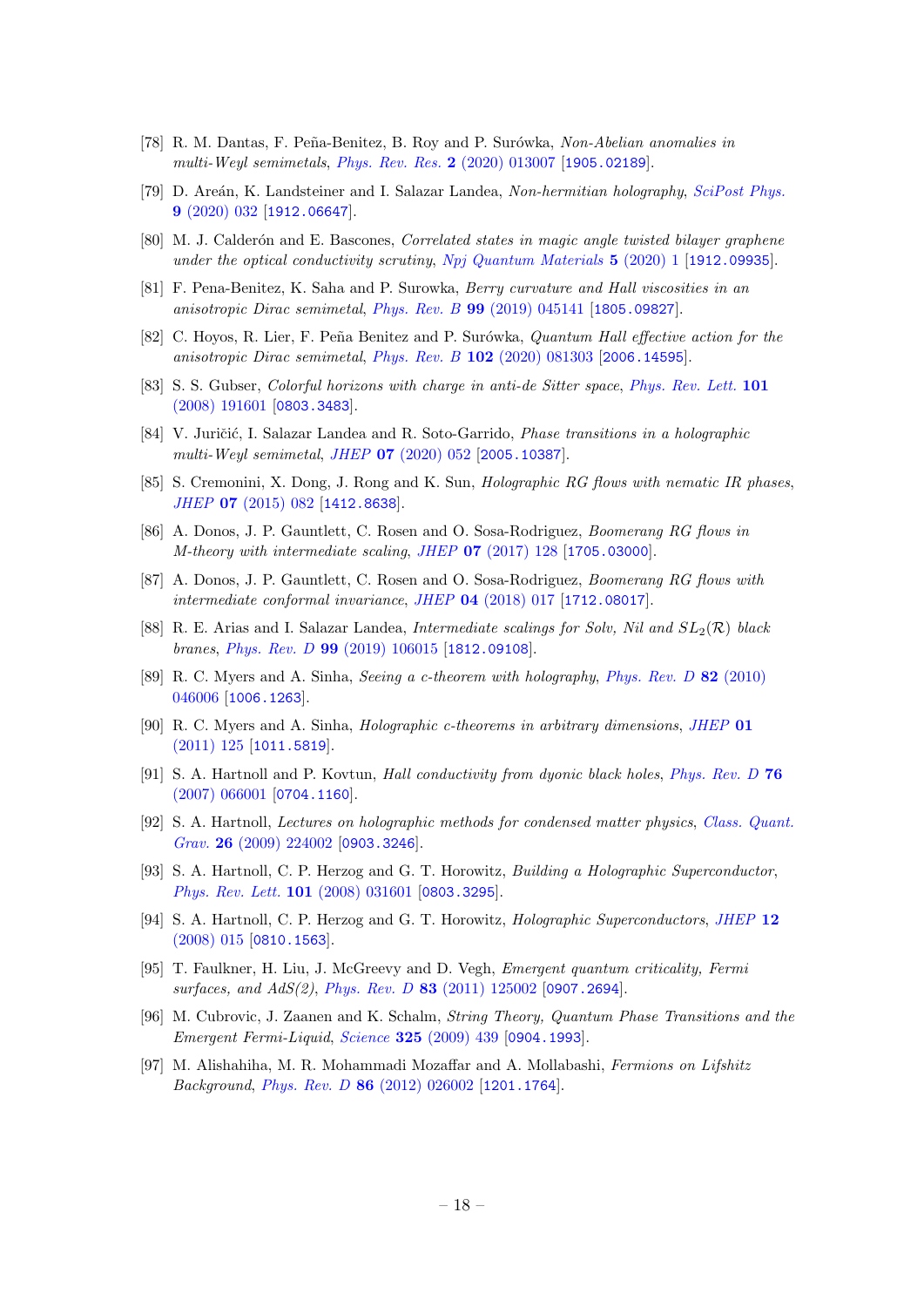[78] R. M. Dantas, F. Peña-Benitez, B. Roy and P. Surówka, *Non-Abelian anomalies in multi-Weyl semimetals*, *Phys. Rev. Res.* **2** (2020) 013007 [1905.02189].

[79] D. Areán, K. Landsteiner and I. Salazar Landea, *Non-hermitian holography*, *SciPost Phys.* **9** (2020) 032 [1912.06647].

[80] M. J. Calderón and E. Bascones, *Correlated states in magic angle twisted bilayer graphene under the optical conductivity scrutiny*, *Npj Quantum Materials* **5** (2020) 1 [1912.09935].

[81] F. Pena-Benitez, K. Saha and P. Surowka, *Berry curvature and Hall viscosities in an anisotropic Dirac semimetal*, *Phys. Rev. B* **99** (2019) 045141 [1805.09827].

[82] C. Hoyos, R. Lier, F. Peña Benitez and P. Surówka, *Quantum Hall effective action for the anisotropic Dirac semimetal*, *Phys. Rev. B* **102** (2020) 081303 [2006.14595].

[83] S. S. Gubser, *Colorful horizons with charge in anti-de Sitter space*, *Phys. Rev. Lett.* **101** (2008) 191601 [0803.3483].

[84] V. Juričić, I. Salazar Landea and R. Soto-Garrido, *Phase transitions in a holographic multi-Weyl semimetal*, *JHEP* **07** (2020) 052 [2005.10387].

[85] S. Cremonini, X. Dong, J. Rong and K. Sun, *Holographic RG flows with nematic IR phases*, *JHEP* **07** (2015) 082 [1412.8638].

[86] A. Donos, J. P. Gauntlett, C. Rosen and O. Sosa-Rodriguez, *Boomerang RG flows in M-theory with intermediate scaling*, *JHEP* **07** (2017) 128 [1705.03000].

[87] A. Donos, J. P. Gauntlett, C. Rosen and O. Sosa-Rodriguez, *Boomerang RG flows with intermediate conformal invariance*, *JHEP* **04** (2018) 017 [1712.08017].

[88] R. E. Arias and I. Salazar Landea, *Intermediate scalings for Solv, Nil and $SL_2(\mathcal{R})$ black branes*, *Phys. Rev. D* **99** (2019) 106015 [1812.09108].

[89] R. C. Myers and A. Sinha, *Seeing a c-theorem with holography*, *Phys. Rev. D* **82** (2010) 046006 [1006.1263].

[90] R. C. Myers and A. Sinha, *Holographic c-theorems in arbitrary dimensions*, *JHEP* **01** (2011) 125 [1011.5819].

[91] S. A. Hartnoll and P. Kovtun, *Hall conductivity from dyonic black holes*, *Phys. Rev. D* **76** (2007) 066001 [0704.1160].

[92] S. A. Hartnoll, *Lectures on holographic methods for condensed matter physics*, *Class. Quant. Grav.* **26** (2009) 224002 [0903.3246].

[93] S. A. Hartnoll, C. P. Herzog and G. T. Horowitz, *Building a Holographic Superconductor*, *Phys. Rev. Lett.* **101** (2008) 031601 [0803.3295].

[94] S. A. Hartnoll, C. P. Herzog and G. T. Horowitz, *Holographic Superconductors*, *JHEP* **12** (2008) 015 [0810.1563].

[95] T. Faulkner, H. Liu, J. McGreevy and D. Vegh, *Emergent quantum criticality, Fermi surfaces, and AdS(2)*, *Phys. Rev. D* **83** (2011) 125002 [0907.2694].

[96] M. Cubrovic, J. Zaanen and K. Schalm, *String Theory, Quantum Phase Transitions and the Emergent Fermi-Liquid*, *Science* **325** (2009) 439 [0904.1993].

[97] M. Alishahiha, M. R. Mohammadi Mozaffar and A. Mollabashi, *Fermions on Lifshitz Background*, *Phys. Rev. D* **86** (2012) 026002 [1201.1764].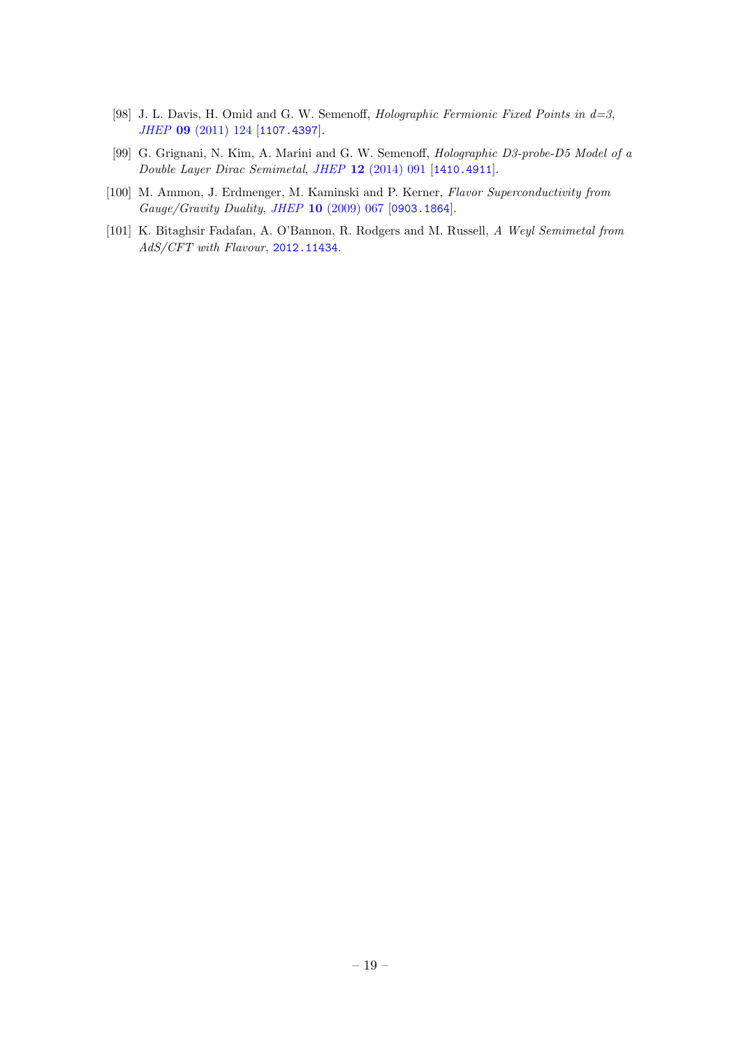[98] J. L. Davis, H. Omid and G. W. Semenoff, *Holographic Fermionic Fixed Points in d=3*, *JHEP* **09** (2011) 124 [1107.4397].

[99] G. Grignani, N. Kim, A. Marini and G. W. Semenoff, *Holographic D3-probe-D5 Model of a Double Layer Dirac Semimetal*, *JHEP* **12** (2014) 091 [1410.4911].

[100] M. Ammon, J. Erdmenger, M. Kaminski and P. Kerner, *Flavor Superconductivity from Gauge/Gravity Duality*, *JHEP* **10** (2009) 067 [0903.1864].

[101] K. Bitaghsir Fadafan, A. O'Bannon, R. Rodgers and M. Russell, *A Weyl Semimetal from AdS/CFT with Flavour*, 2012.11434.